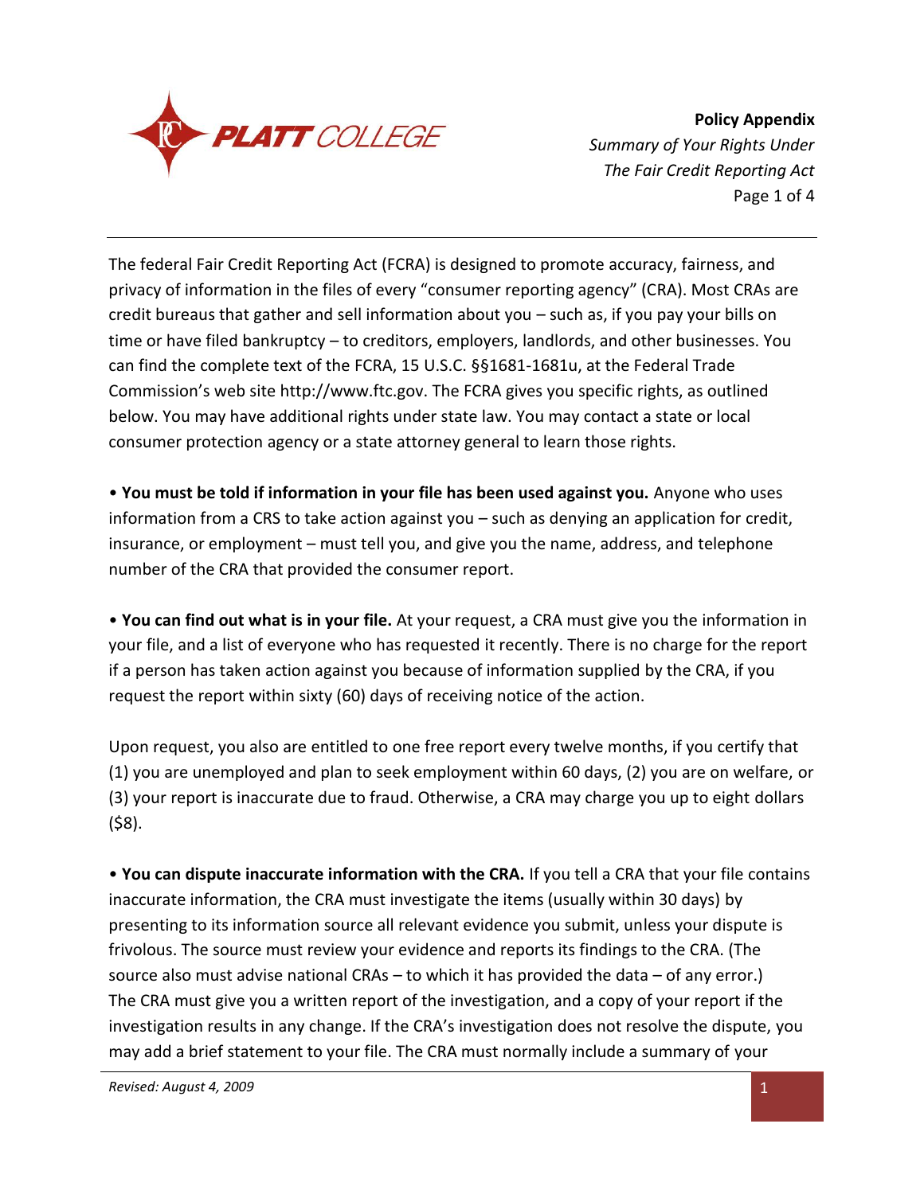**Policy Appendix**

*Summary of Your Rights Under The Fair Credit Reporting Act*

The federal Fair Credit Reporting Act (FCRA) is designed to promote accuracy, fairness, and privacy of information in the files of every "consumer reporting agency" (CRA). Most CRAs are credit bureaus that gather and sell information about you – such as, if you pay your bills on time or have filed bankruptcy – to creditors, employers, landlords, and other businesses. You can find the complete text of the FCRA, 15 U.S.C. §§1681-1681u, at the Federal Trade Commission's web site http://www.ftc.gov. The FCRA gives you specific rights, as outlined below. You may have additional rights under state law. You may contact a state or local consumer protection agency or a state attorney general to learn those rights.

• **You must be told if information in your file has been used against you.** Anyone who uses information from a CRS to take action against you – such as denying an application for credit, insurance, or employment – must tell you, and give you the name, address, and telephone number of the CRA that provided the consumer report.

• **You can find out what is in your file.** At your request, a CRA must give you the information in your file, and a list of everyone who has requested it recently. There is no charge for the report if a person has taken action against you because of information supplied by the CRA, if you request the report within sixty (60) days of receiving notice of the action.

Upon request, you also are entitled to one free report every twelve months, if you certify that (1) you are unemployed and plan to seek employment within 60 days, (2) you are on welfare, or (3) your report is inaccurate due to fraud. Otherwise, a CRA may charge you up to eight dollars ($8).

• **You can dispute inaccurate information with the CRA.** If you tell a CRA that your file contains inaccurate information, the CRA must investigate the items (usually within 30 days) by presenting to its information source all relevant evidence you submit, unless your dispute is frivolous. The source must review your evidence and reports its findings to the CRA. (The source also must advise national CRAs – to which it has provided the data – of any error.) The CRA must give you a written report of the investigation, and a copy of your report if the investigation results in any change. If the CRA's investigation does not resolve the dispute, you may add a brief statement to your file. The CRA must normally include a summary of your

*Revised: August 4, 2009*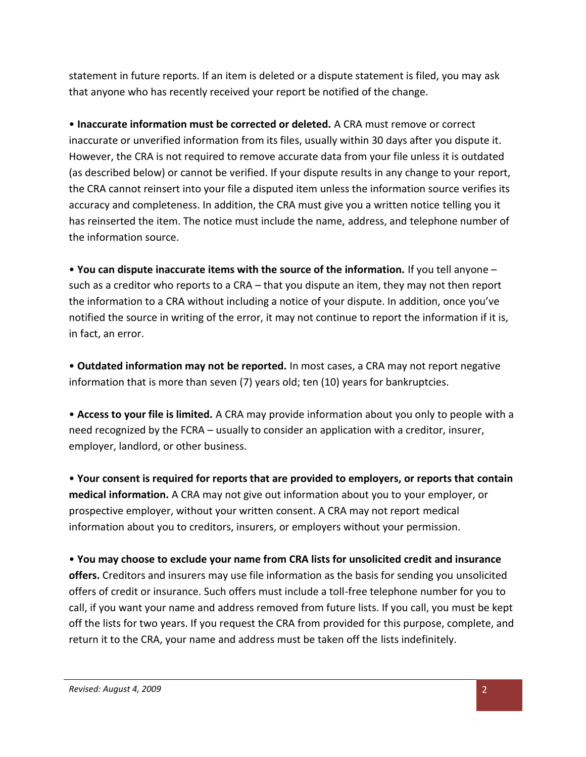statement in future reports. If an item is deleted or a dispute statement is filed, you may ask that anyone who has recently received your report be notified of the change.

• **Inaccurate information must be corrected or deleted.** A CRA must remove or correct inaccurate or unverified information from its files, usually within 30 days after you dispute it. However, the CRA is not required to remove accurate data from your file unless it is outdated (as described below) or cannot be verified. If your dispute results in any change to your report, the CRA cannot reinsert into your file a disputed item unless the information source verifies its accuracy and completeness. In addition, the CRA must give you a written notice telling you it has reinserted the item. The notice must include the name, address, and telephone number of the information source.

• **You can dispute inaccurate items with the source of the information.** If you tell anyone – such as a creditor who reports to a CRA – that you dispute an item, they may not then report the information to a CRA without including a notice of your dispute. In addition, once you've notified the source in writing of the error, it may not continue to report the information if it is, in fact, an error.

• **Outdated information may not be reported.** In most cases, a CRA may not report negative information that is more than seven (7) years old; ten (10) years for bankruptcies.

• **Access to your file is limited.** A CRA may provide information about you only to people with a need recognized by the FCRA – usually to consider an application with a creditor, insurer, employer, landlord, or other business.

• **Your consent is required for reports that are provided to employers, or reports that contain medical information.** A CRA may not give out information about you to your employer, or prospective employer, without your written consent. A CRA may not report medical information about you to creditors, insurers, or employers without your permission.

• **You may choose to exclude your name from CRA lists for unsolicited credit and insurance offers.** Creditors and insurers may use file information as the basis for sending you unsolicited offers of credit or insurance. Such offers must include a toll-free telephone number for you to call, if you want your name and address removed from future lists. If you call, you must be kept off the lists for two years. If you request the CRA from provided for this purpose, complete, and return it to the CRA, your name and address must be taken off the lists indefinitely.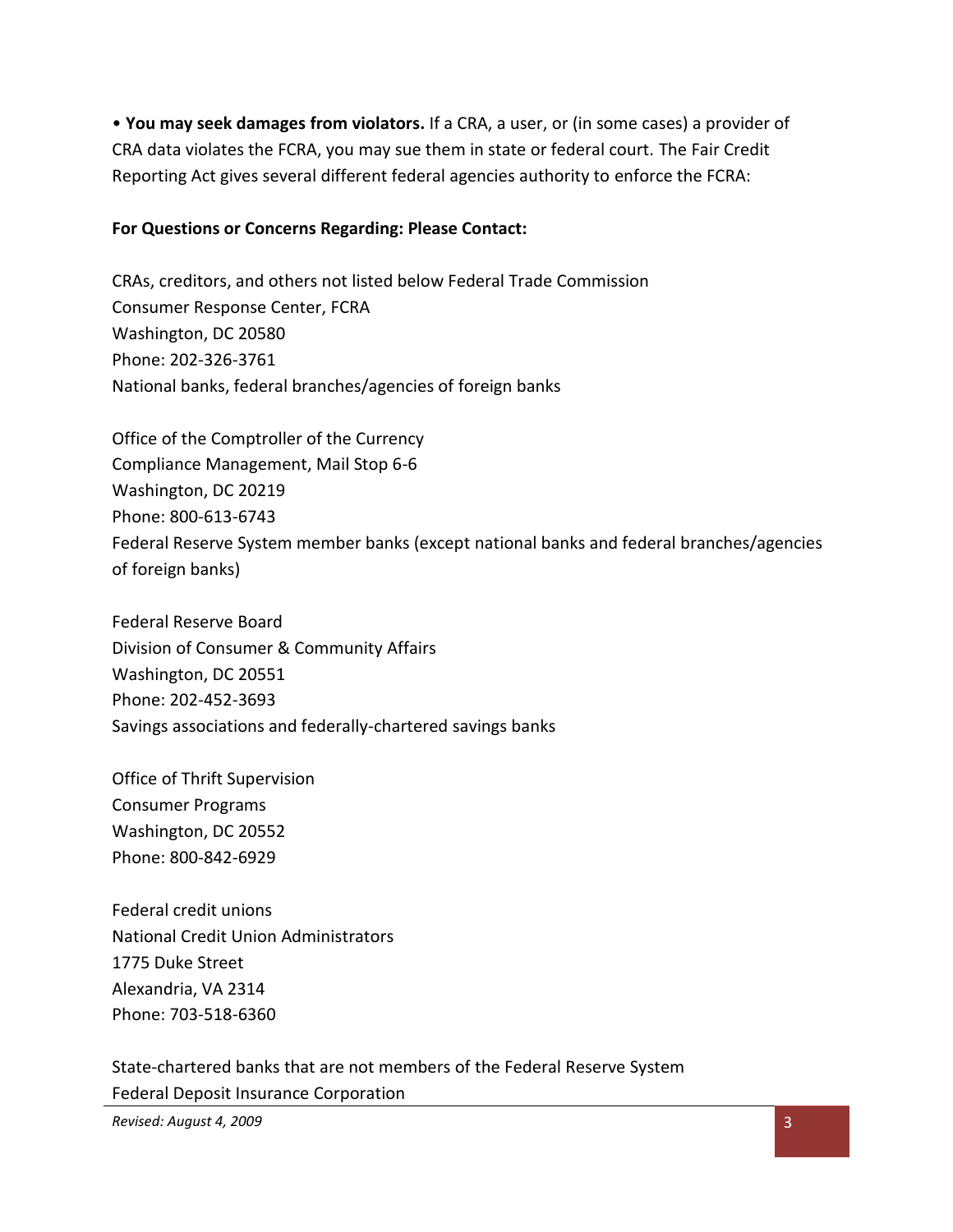• **You may seek damages from violators.** If a CRA, a user, or (in some cases) a provider of CRA data violates the FCRA, you may sue them in state or federal court. The Fair Credit Reporting Act gives several different federal agencies authority to enforce the FCRA:

**For Questions or Concerns Regarding: Please Contact:**

CRAs, creditors, and others not listed below Federal Trade Commission
Consumer Response Center, FCRA
Washington, DC 20580
Phone: 202-326-3761
National banks, federal branches/agencies of foreign banks

Office of the Comptroller of the Currency
Compliance Management, Mail Stop 6-6
Washington, DC 20219
Phone: 800-613-6743
Federal Reserve System member banks (except national banks and federal branches/agencies of foreign banks)

Federal Reserve Board
Division of Consumer & Community Affairs
Washington, DC 20551
Phone: 202-452-3693
Savings associations and federally-chartered savings banks

Office of Thrift Supervision
Consumer Programs
Washington, DC 20552
Phone: 800-842-6929

Federal credit unions
National Credit Union Administrators
1775 Duke Street
Alexandria, VA 2314
Phone: 703-518-6360

State-chartered banks that are not members of the Federal Reserve System
Federal Deposit Insurance Corporation

*Revised: August 4, 2009*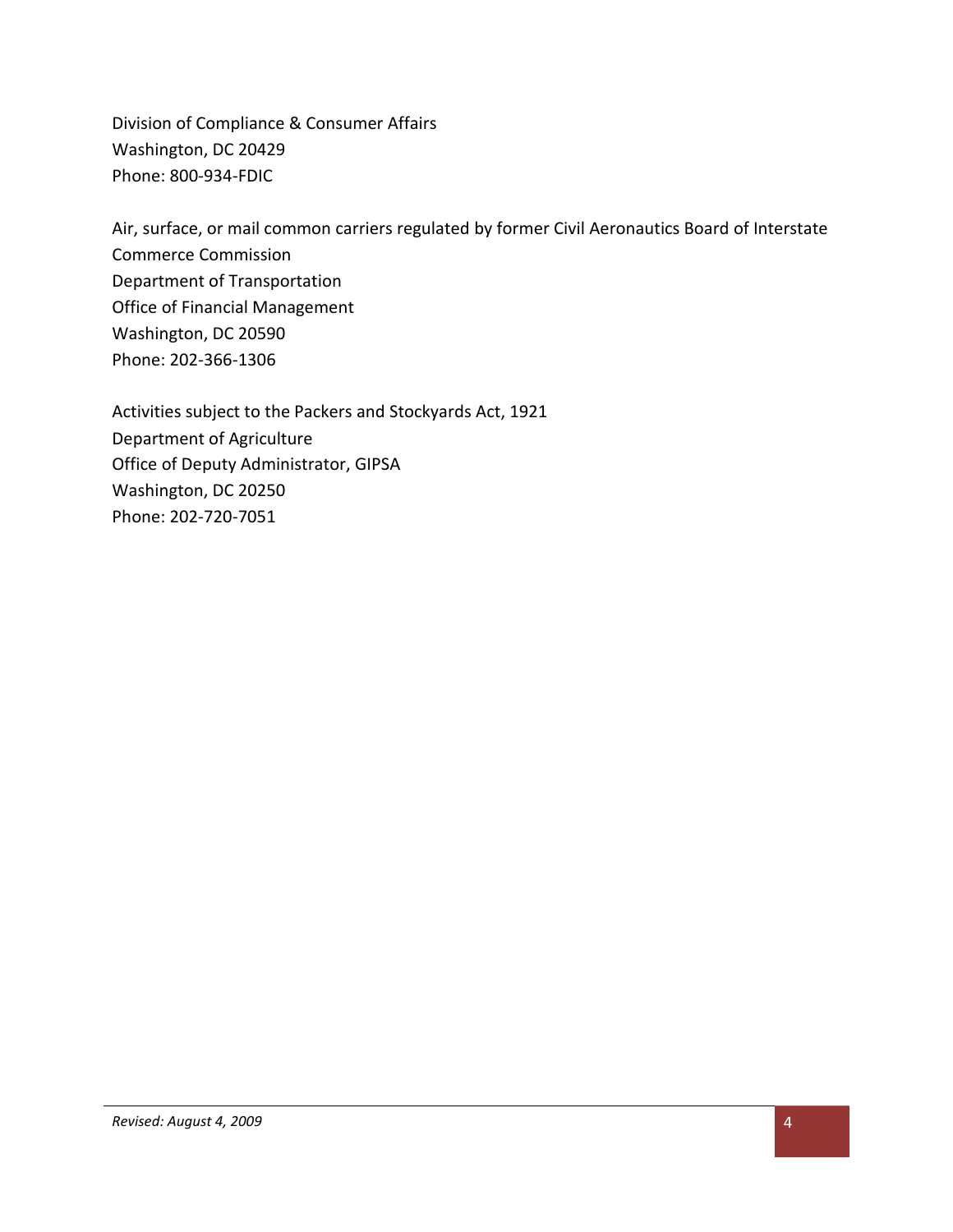Division of Compliance & Consumer Affairs
Washington, DC 20429
Phone: 800-934-FDIC

Air, surface, or mail common carriers regulated by former Civil Aeronautics Board of Interstate Commerce Commission
Department of Transportation
Office of Financial Management
Washington, DC 20590
Phone: 202-366-1306

Activities subject to the Packers and Stockyards Act, 1921
Department of Agriculture
Office of Deputy Administrator, GIPSA
Washington, DC 20250
Phone: 202-720-7051